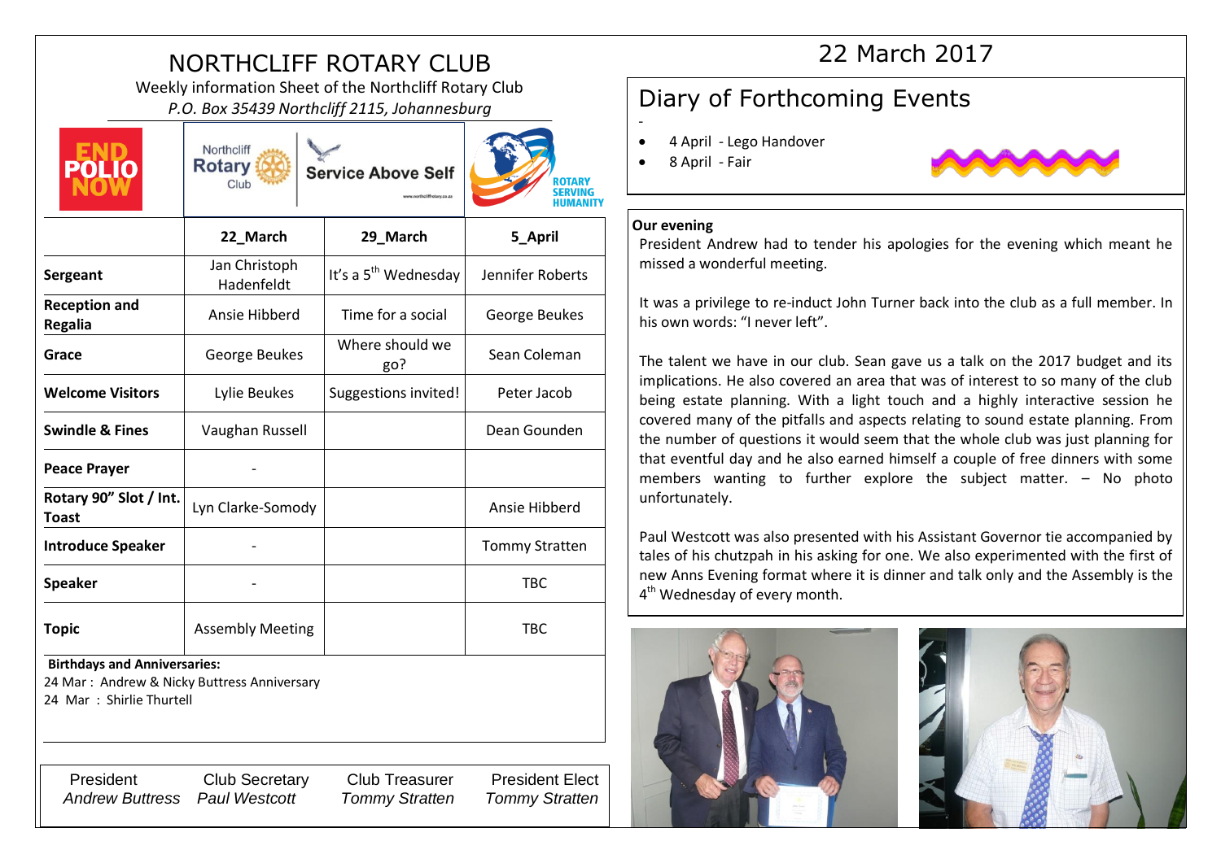# NORTHCLIFF ROTARY CLUB

Weekly information Sheet of the Northcliff Rotary Club

*P.O. Box 35439 Northcliff 2115, Johannesburg*

|  | 22_March | 29_March | 5_April |
|---|---|---|---|
| **Sergeant** | Jan Christoph Hadenfeldt | It's a 5th Wednesday | Jennifer Roberts |
| **Reception and Regalia** | Ansie Hibberd | Time for a social | George Beukes |
| **Grace** | George Beukes | Where should we go? | Sean Coleman |
| **Welcome Visitors** | Lylie Beukes | Suggestions invited! | Peter Jacob |
| **Swindle & Fines** | Vaughan Russell | | Dean Gounden |
| **Peace Prayer** | - | | |
| **Rotary 90" Slot / Int. Toast** | Lyn Clarke-Somody | | Ansie Hibberd |
| **Introduce Speaker** | - | | Tommy Stratten |
| **Speaker** | - | | TBC |
| **Topic** | Assembly Meeting | | TBC |

**Birthdays and Anniversaries:**

24 Mar : Andrew & Nicky Buttress Anniversary

24 Mar : Shirlie Thurtell

| President | Club Secretary | Club Treasurer | President Elect |
|---|---|---|---|
| *Andrew Buttress* | *Paul Westcott* | *Tommy Stratten* | *Tommy Stratten* |

# 22 March 2017

## Diary of Forthcoming Events

- 4 April - Lego Handover
- 8 April - Fair

**Our evening**

President Andrew had to tender his apologies for the evening which meant he missed a wonderful meeting.

It was a privilege to re-induct John Turner back into the club as a full member. In his own words: "I never left".

The talent we have in our club. Sean gave us a talk on the 2017 budget and its implications. He also covered an area that was of interest to so many of the club being estate planning. With a light touch and a highly interactive session he covered many of the pitfalls and aspects relating to sound estate planning. From the number of questions it would seem that the whole club was just planning for that eventful day and he also earned himself a couple of free dinners with some members wanting to further explore the subject matter. – No photo unfortunately.

Paul Westcott was also presented with his Assistant Governor tie accompanied by tales of his chutzpah in his asking for one. We also experimented with the first of new Anns Evening format where it is dinner and talk only and the Assembly is the 4th Wednesday of every month.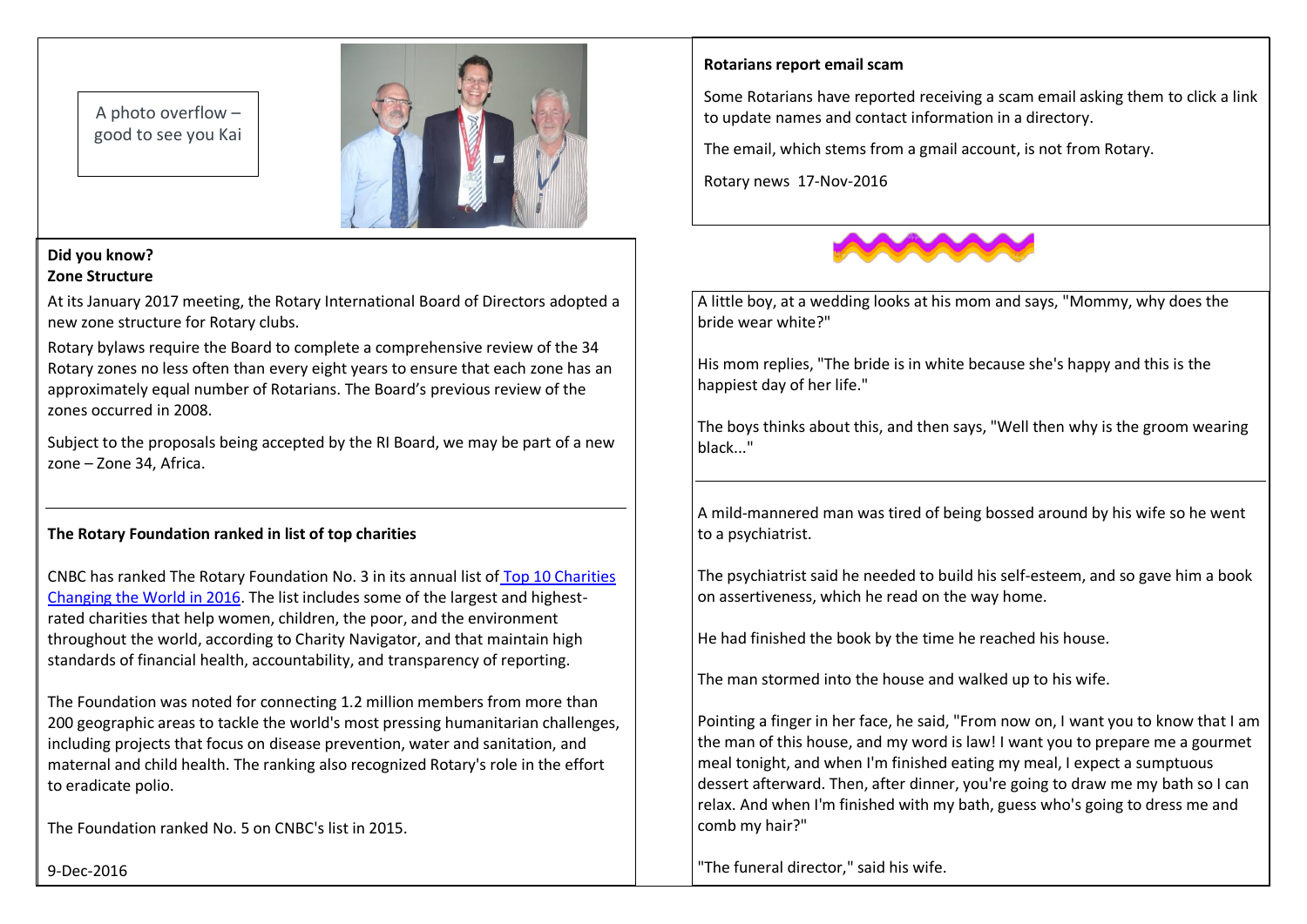A photo overflow – good to see you Kai

**Did you know?**
**Zone Structure**

At its January 2017 meeting, the Rotary International Board of Directors adopted a new zone structure for Rotary clubs.

Rotary bylaws require the Board to complete a comprehensive review of the 34 Rotary zones no less often than every eight years to ensure that each zone has an approximately equal number of Rotarians. The Board's previous review of the zones occurred in 2008.

Subject to the proposals being accepted by the RI Board, we may be part of a new zone – Zone 34, Africa.

**The Rotary Foundation ranked in list of top charities**

CNBC has ranked The Rotary Foundation No. 3 in its annual list of Top 10 Charities Changing the World in 2016. The list includes some of the largest and highest-rated charities that help women, children, the poor, and the environment throughout the world, according to Charity Navigator, and that maintain high standards of financial health, accountability, and transparency of reporting.

The Foundation was noted for connecting 1.2 million members from more than 200 geographic areas to tackle the world's most pressing humanitarian challenges, including projects that focus on disease prevention, water and sanitation, and maternal and child health. The ranking also recognized Rotary's role in the effort to eradicate polio.

The Foundation ranked No. 5 on CNBC's list in 2015.

9-Dec-2016

**Rotarians report email scam**

Some Rotarians have reported receiving a scam email asking them to click a link to update names and contact information in a directory.

The email, which stems from a gmail account, is not from Rotary.

Rotary news 17-Nov-2016

A little boy, at a wedding looks at his mom and says, "Mommy, why does the bride wear white?"

His mom replies, "The bride is in white because she's happy and this is the happiest day of her life."

The boys thinks about this, and then says, "Well then why is the groom wearing black..."

A mild-mannered man was tired of being bossed around by his wife so he went to a psychiatrist.

The psychiatrist said he needed to build his self-esteem, and so gave him a book on assertiveness, which he read on the way home.

He had finished the book by the time he reached his house.

The man stormed into the house and walked up to his wife.

Pointing a finger in her face, he said, "From now on, I want you to know that I am the man of this house, and my word is law! I want you to prepare me a gourmet meal tonight, and when I'm finished eating my meal, I expect a sumptuous dessert afterward. Then, after dinner, you're going to draw me my bath so I can relax. And when I'm finished with my bath, guess who's going to dress me and comb my hair?"

"The funeral director," said his wife.